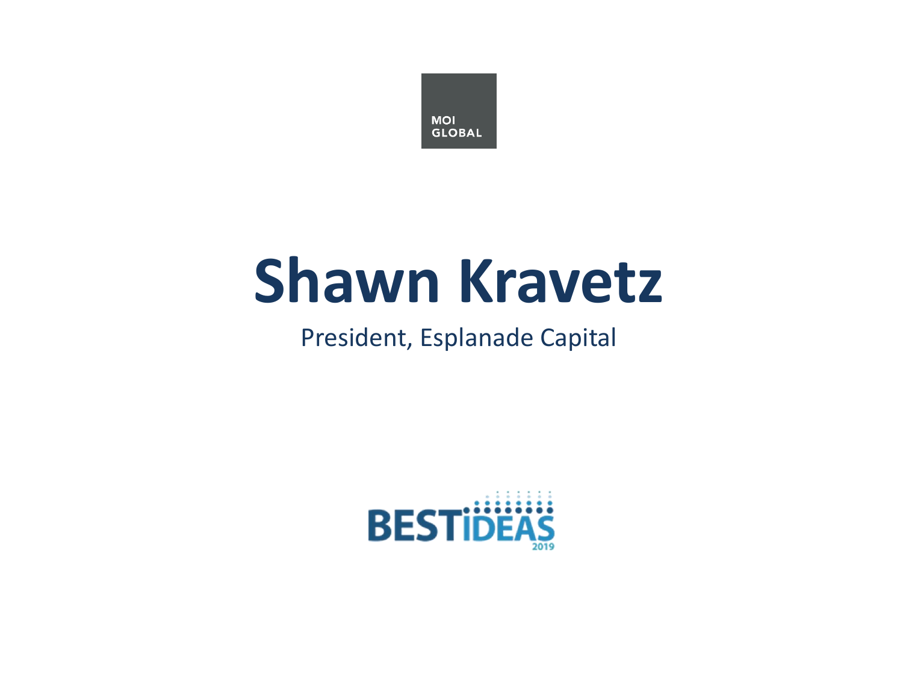MOI GLOBAL

# Shawn Kravetz

President, Esplanade Capital

BEST IDEAS 2019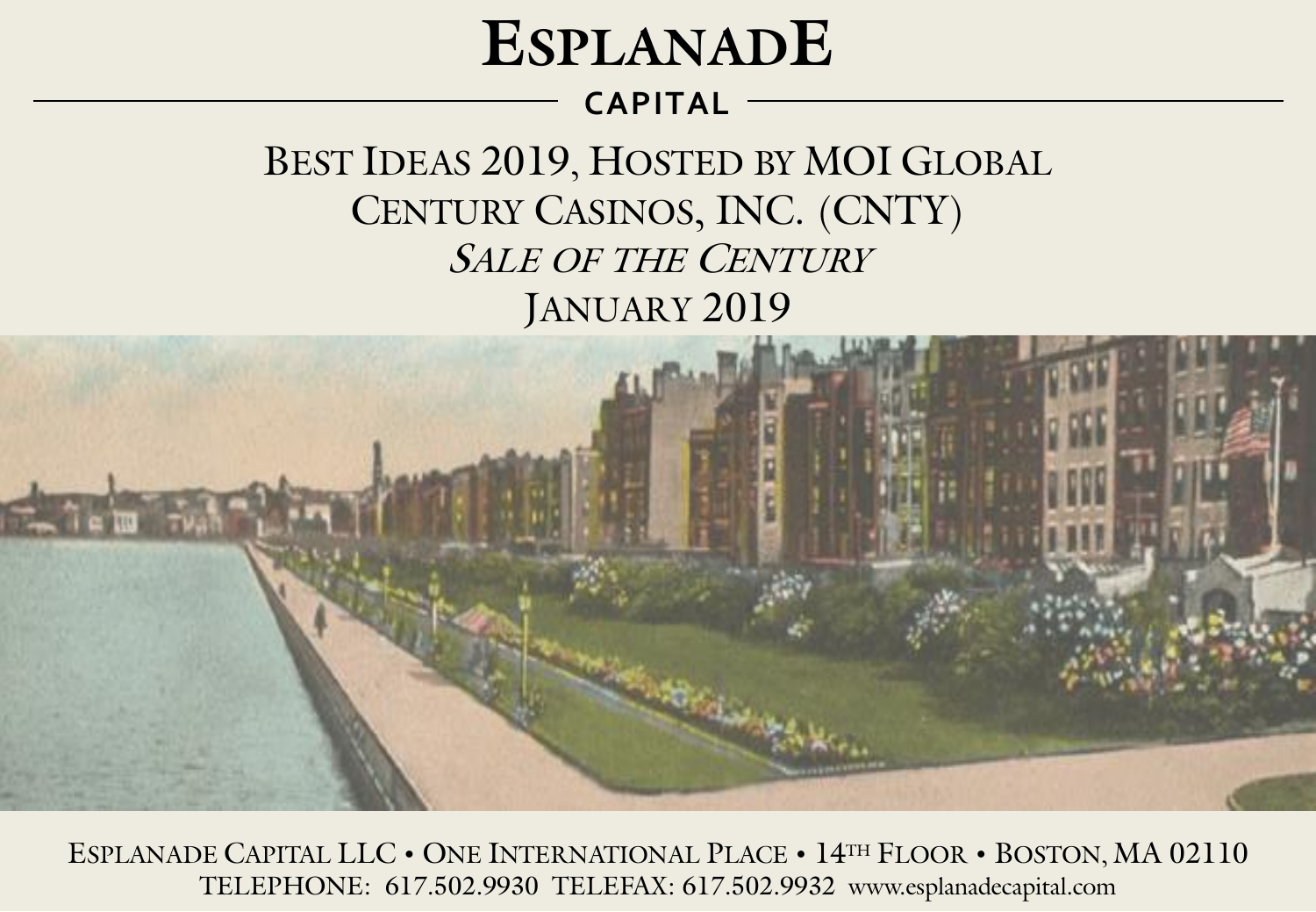# ESPLANADE

## CAPITAL

## BEST IDEAS 2019, HOSTED BY MOI GLOBAL
## CENTURY CASINOS, INC. (CNTY)
## *SALE OF THE CENTURY*
## JANUARY 2019

ESPLANADE CAPITAL LLC • ONE INTERNATIONAL PLACE • 14TH FLOOR • BOSTON, MA 02110
TELEPHONE: 617.502.9930 TELEFAX: 617.502.9932 www.esplanadecapital.com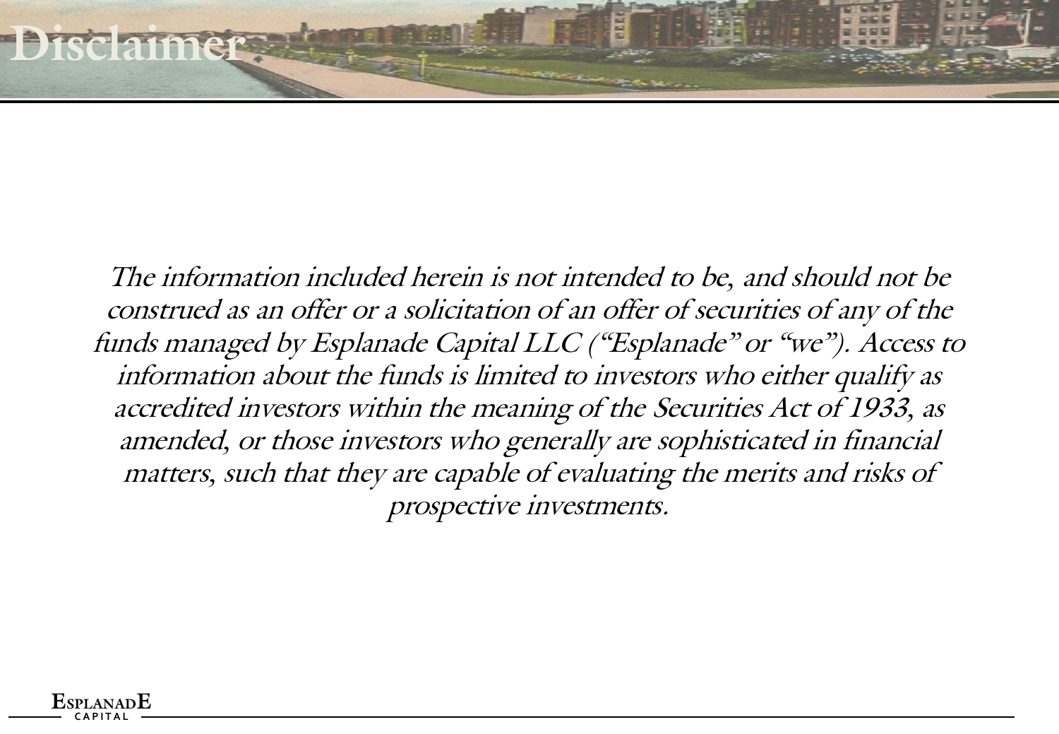# Disclaimer

*The information included herein is not intended to be, and should not be construed as an offer or a solicitation of an offer of securities of any of the funds managed by Esplanade Capital LLC ("Esplanade" or "we"). Access to information about the funds is limited to investors who either qualify as accredited investors within the meaning of the Securities Act of 1933, as amended, or those investors who generally are sophisticated in financial matters, such that they are capable of evaluating the merits and risks of prospective investments.*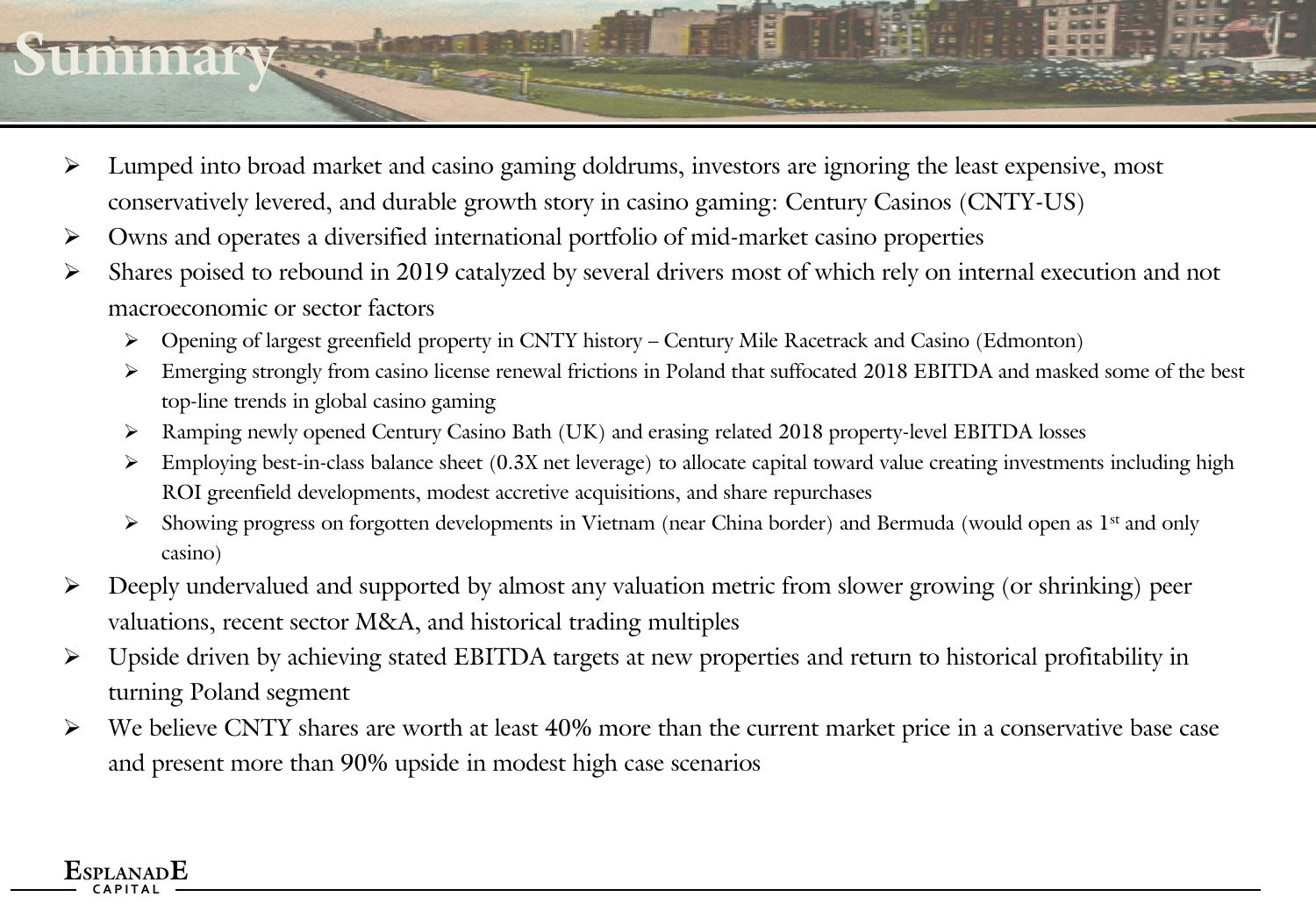# Summary

- Lumped into broad market and casino gaming doldrums, investors are ignoring the least expensive, most conservatively levered, and durable growth story in casino gaming: Century Casinos (CNTY-US)
- Owns and operates a diversified international portfolio of mid-market casino properties
- Shares poised to rebound in 2019 catalyzed by several drivers most of which rely on internal execution and not macroeconomic or sector factors
  - Opening of largest greenfield property in CNTY history – Century Mile Racetrack and Casino (Edmonton)
  - Emerging strongly from casino license renewal frictions in Poland that suffocated 2018 EBITDA and masked some of the best top-line trends in global casino gaming
  - Ramping newly opened Century Casino Bath (UK) and erasing related 2018 property-level EBITDA losses
  - Employing best-in-class balance sheet (0.3X net leverage) to allocate capital toward value creating investments including high ROI greenfield developments, modest accretive acquisitions, and share repurchases
  - Showing progress on forgotten developments in Vietnam (near China border) and Bermuda (would open as 1st and only casino)
- Deeply undervalued and supported by almost any valuation metric from slower growing (or shrinking) peer valuations, recent sector M&A, and historical trading multiples
- Upside driven by achieving stated EBITDA targets at new properties and return to historical profitability in turning Poland segment
- We believe CNTY shares are worth at least 40% more than the current market price in a conservative base case and present more than 90% upside in modest high case scenarios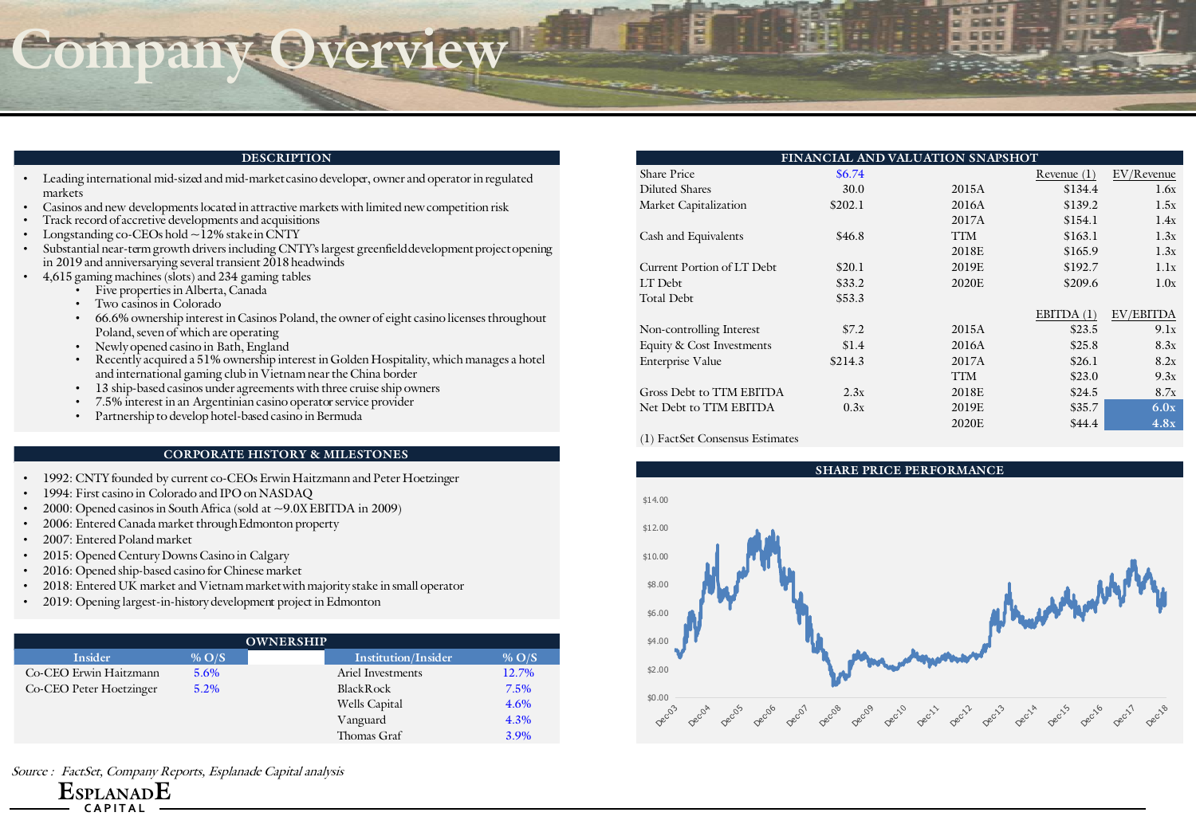# Company Overview

## DESCRIPTION

- Leading international mid-sized and mid-market casino developer, owner and operator in regulated markets
- Casinos and new developments located in attractive markets with limited new competition risk
- Track record of accretive developments and acquisitions
- Longstanding co-CEOs hold ~12% stake in CNTY
- Substantial near-term growth drivers including CNTY's largest greenfield development project opening in 2019 and anniversarying several transient 2018 headwinds
- 4,615 gaming machines (slots) and 234 gaming tables
  - Five properties in Alberta, Canada
  - Two casinos in Colorado
  - 66.6% ownership interest in Casinos Poland, the owner of eight casino licenses throughout Poland, seven of which are operating
  - Newly opened casino in Bath, England
  - Recently acquired a 51% ownership interest in Golden Hospitality, which manages a hotel and international gaming club in Vietnam near the China border
  - 13 ship-based casinos under agreements with three cruise ship owners
  - 7.5% interest in an Argentinian casino operator service provider
  - Partnership to develop hotel-based casino in Bermuda

## CORPORATE HISTORY & MILESTONES

- 1992: CNTY founded by current co-CEOs Erwin Haitzmann and Peter Hoetzinger
- 1994: First casino in Colorado and IPO on NASDAQ
- 2000: Opened casinos in South Africa (sold at ~9.0X EBITDA in 2009)
- 2006: Entered Canada market through Edmonton property
- 2007: Entered Poland market
- 2015: Opened Century Downs Casino in Calgary
- 2016: Opened ship-based casino for Chinese market
- 2018: Entered UK market and Vietnam market with majority stake in small operator
- 2019: Opening largest-in-history development project in Edmonton

## OWNERSHIP

| Insider | % O/S | Institution/Insider | % O/S |
|---|---|---|---|
| Co-CEO Erwin Haitzmann | 5.6% | Ariel Investments | 12.7% |
| Co-CEO Peter Hoetzinger | 5.2% | BlackRock | 7.5% |
| | | Wells Capital | 4.6% |
| | | Vanguard | 4.3% |
| | | Thomas Graf | 3.9% |

## FINANCIAL AND VALUATION SNAPSHOT

| | | | Revenue (1) | EV/Revenue |
|---|---|---|---|---|
| Share Price | $6.74 | | | |
| Diluted Shares | 30.0 | 2015A | $134.4 | 1.6x |
| Market Capitalization | $202.1 | 2016A | $139.2 | 1.5x |
| | | 2017A | $154.1 | 1.4x |
| Cash and Equivalents | $46.8 | TTM | $163.1 | 1.3x |
| | | 2018E | $165.9 | 1.3x |
| Current Portion of LT Debt | $20.1 | 2019E | $192.7 | 1.1x |
| LT Debt | $33.2 | 2020E | $209.6 | 1.0x |
| Total Debt | $53.3 | | | |
| | | | **EBITDA (1)** | **EV/EBITDA** |
| Non-controlling Interest | $7.2 | 2015A | $23.5 | 9.1x |
| Equity & Cost Investments | $1.4 | 2016A | $25.8 | 8.3x |
| Enterprise Value | $214.3 | 2017A | $26.1 | 8.2x |
| | | TTM | $23.0 | 9.3x |
| Gross Debt to TTM EBITDA | 2.3x | 2018E | $24.5 | 8.7x |
| Net Debt to TTM EBITDA | 0.3x | 2019E | $35.7 | 6.0x |
| | | 2020E | $44.4 | 4.8x |

(1) FactSet Consensus Estimates

## SHARE PRICE PERFORMANCE

*Source : FactSet, Company Reports, Esplanade Capital analysis*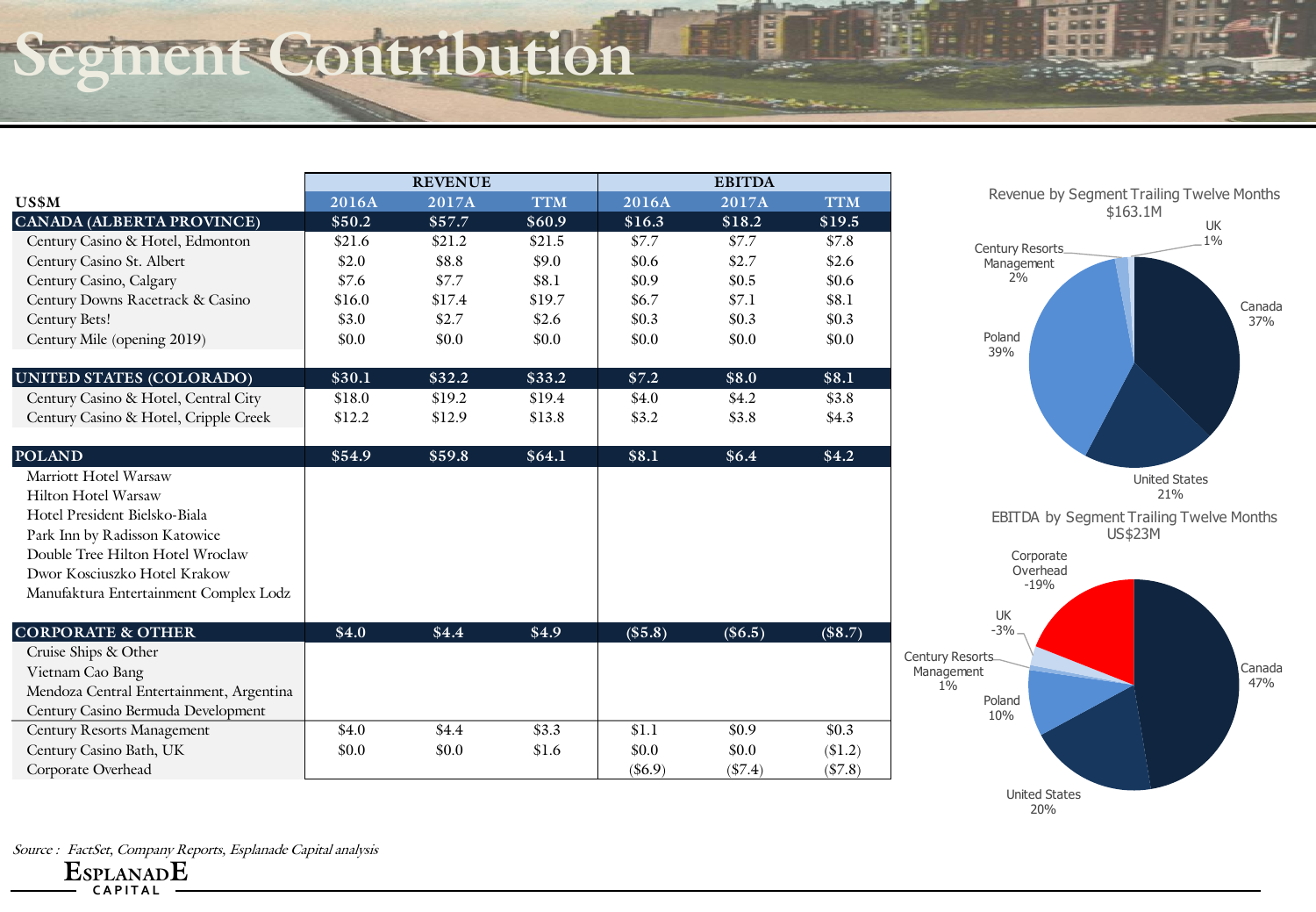# Segment Contribution

| US$M | REVENUE | | | EBITDA | | |
|---|---|---|---|---|---|---|
| | 2016A | 2017A | TTM | 2016A | 2017A | TTM |
| **CANADA (ALBERTA PROVINCE)** | **$50.2** | **$57.7** | **$60.9** | **$16.3** | **$18.2** | **$19.5** |
| Century Casino & Hotel, Edmonton | $21.6 | $21.2 | $21.5 | $7.7 | $7.7 | $7.8 |
| Century Casino St. Albert | $2.0 | $8.8 | $9.0 | $0.6 | $2.7 | $2.6 |
| Century Casino, Calgary | $7.6 | $7.7 | $8.1 | $0.9 | $0.5 | $0.6 |
| Century Downs Racetrack & Casino | $16.0 | $17.4 | $19.7 | $6.7 | $7.1 | $8.1 |
| Century Bets! | $3.0 | $2.7 | $2.6 | $0.3 | $0.3 | $0.3 |
| Century Mile (opening 2019) | $0.0 | $0.0 | $0.0 | $0.0 | $0.0 | $0.0 |
| **UNITED STATES (COLORADO)** | **$30.1** | **$32.2** | **$33.2** | **$7.2** | **$8.0** | **$8.1** |
| Century Casino & Hotel, Central City | $18.0 | $19.2 | $19.4 | $4.0 | $4.2 | $3.8 |
| Century Casino & Hotel, Cripple Creek | $12.2 | $12.9 | $13.8 | $3.2 | $3.8 | $4.3 |
| **POLAND** | **$54.9** | **$59.8** | **$64.1** | **$8.1** | **$6.4** | **$4.2** |
| Marriott Hotel Warsaw | | | | | | |
| Hilton Hotel Warsaw | | | | | | |
| Hotel President Bielsko-Biala | | | | | | |
| Park Inn by Radisson Katowice | | | | | | |
| Double Tree Hilton Hotel Wroclaw | | | | | | |
| Dwor Kosciuszko Hotel Krakow | | | | | | |
| Manufaktura Entertainment Complex Lodz | | | | | | |
| **CORPORATE & OTHER** | **$4.0** | **$4.4** | **$4.9** | **($5.8)** | **($6.5)** | **($8.7)** |
| Cruise Ships & Other | | | | | | |
| Vietnam Cao Bang | | | | | | |
| Mendoza Central Entertainment, Argentina | | | | | | |
| Century Casino Bermuda Development | | | | | | |
| Century Resorts Management | $4.0 | $4.4 | $3.3 | $1.1 | $0.9 | $0.3 |
| Century Casino Bath, UK | $0.0 | $0.0 | $1.6 | $0.0 | $0.0 | ($1.2) |
| Corporate Overhead | | | | ($6.9) | ($7.4) | ($7.8) |

**Revenue by Segment Trailing Twelve Months $163.1M**

| Segment | Share |
|---|---|
| Canada | 37% |
| United States | 21% |
| Poland | 39% |
| Century Resorts Management | 2% |
| UK | 1% |

**EBITDA by Segment Trailing Twelve Months US$23M**

| Segment | Share |
|---|---|
| Canada | 47% |
| United States | 20% |
| Poland | 10% |
| Century Resorts Management | 1% |
| UK | -3% |
| Corporate Overhead | -19% |

*Source : FactSet, Company Reports, Esplanade Capital analysis*

ESPLANADE CAPITAL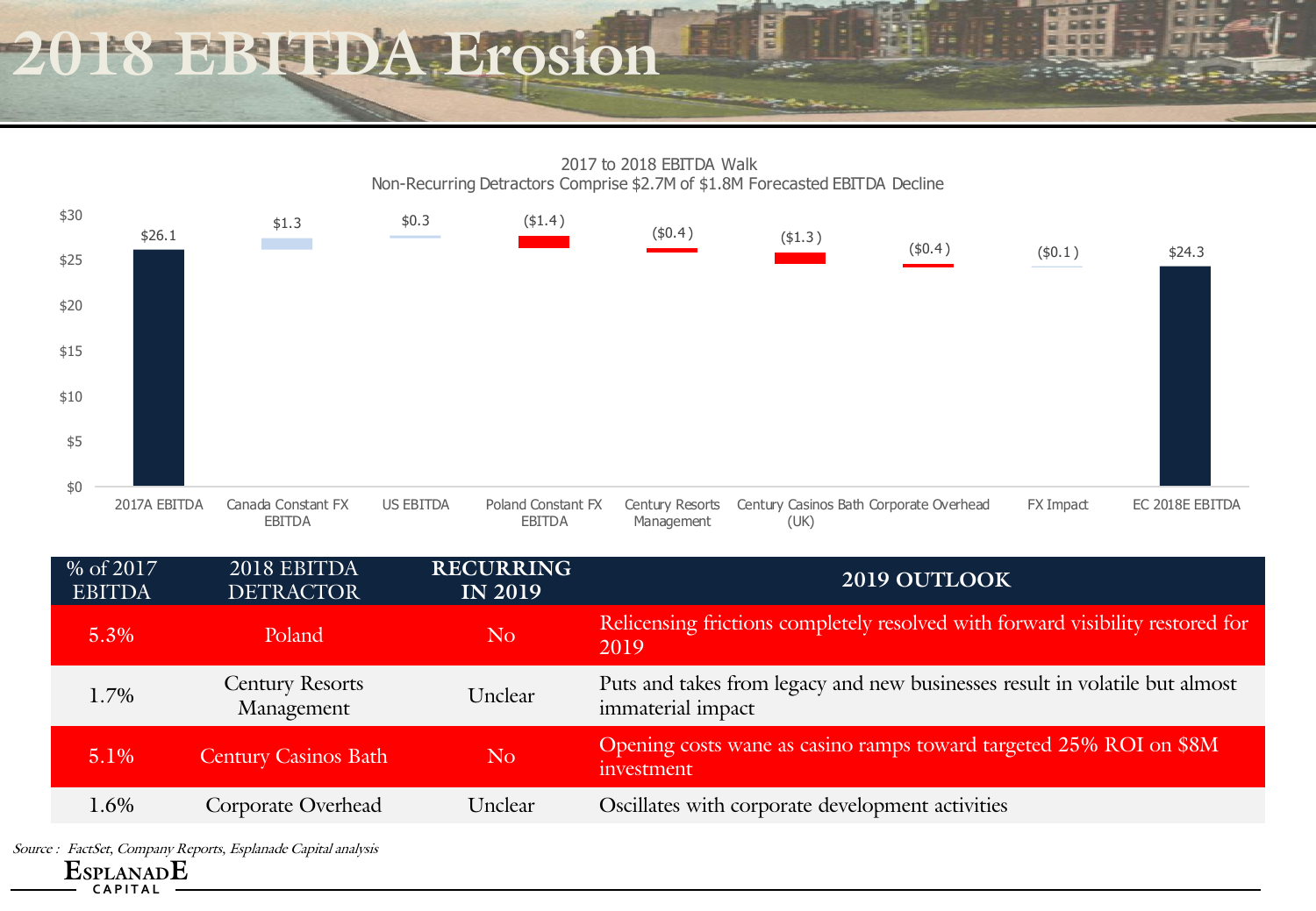# 2018 EBITDA Erosion

2017 to 2018 EBITDA Walk
Non-Recurring Detractors Comprise $2.7M of $1.8M Forecasted EBITDA Decline

| 2017A EBITDA | Canada Constant FX EBITDA | US EBITDA | Poland Constant FX EBITDA | Century Resorts Management | Century Casinos Bath (UK) | Corporate Overhead | FX Impact | EC 2018E EBITDA |
|---|---|---|---|---|---|---|---|---|
| $26.1 | $1.3 | $0.3 | ($1.4) | ($0.4) | ($1.3) | ($0.4) | ($0.1) | $24.3 |

| % of 2017 EBITDA | 2018 EBITDA DETRACTOR | RECURRING IN 2019 | 2019 OUTLOOK |
|---|---|---|---|
| 5.3% | Poland | No | Relicensing frictions completely resolved with forward visibility restored for 2019 |
| 1.7% | Century Resorts Management | Unclear | Puts and takes from legacy and new businesses result in volatile but almost immaterial impact |
| 5.1% | Century Casinos Bath | No | Opening costs wane as casino ramps toward targeted 25% ROI on $8M investment |
| 1.6% | Corporate Overhead | Unclear | Oscillates with corporate development activities |

*Source : FactSet, Company Reports, Esplanade Capital analysis*

Esplanade Capital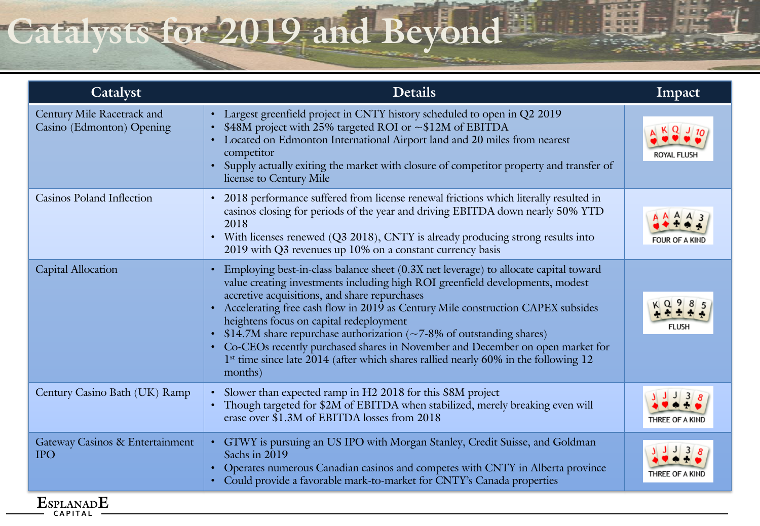# Catalysts for 2019 and Beyond

| Catalyst | Details | Impact |
|---|---|---|
| Century Mile Racetrack and Casino (Edmonton) Opening | • Largest greenfield project in CNTY history scheduled to open in Q2 2019<br>• $48M project with 25% targeted ROI or ~$12M of EBITDA<br>• Located on Edmonton International Airport land and 20 miles from nearest competitor<br>• Supply actually exiting the market with closure of competitor property and transfer of license to Century Mile | ROYAL FLUSH |
| Casinos Poland Inflection | • 2018 performance suffered from license renewal frictions which literally resulted in casinos closing for periods of the year and driving EBITDA down nearly 50% YTD 2018<br>• With licenses renewed (Q3 2018), CNTY is already producing strong results into 2019 with Q3 revenues up 10% on a constant currency basis | FOUR OF A KIND |
| Capital Allocation | • Employing best-in-class balance sheet (0.3X net leverage) to allocate capital toward value creating investments including high ROI greenfield developments, modest accretive acquisitions, and share repurchases<br>• Accelerating free cash flow in 2019 as Century Mile construction CAPEX subsides heightens focus on capital redeployment<br>• $14.7M share repurchase authorization (~7-8% of outstanding shares)<br>• Co-CEOs recently purchased shares in November and December on open market for 1st time since late 2014 (after which shares rallied nearly 60% in the following 12 months) | FLUSH |
| Century Casino Bath (UK) Ramp | • Slower than expected ramp in H2 2018 for this $8M project<br>• Though targeted for $2M of EBITDA when stabilized, merely breaking even will erase over $1.3M of EBITDA losses from 2018 | THREE OF A KIND |
| Gateway Casinos & Entertainment IPO | • GTWY is pursuing an US IPO with Morgan Stanley, Credit Suisse, and Goldman Sachs in 2019<br>• Operates numerous Canadian casinos and competes with CNTY in Alberta province<br>• Could provide a favorable mark-to-market for CNTY's Canada properties | THREE OF A KIND |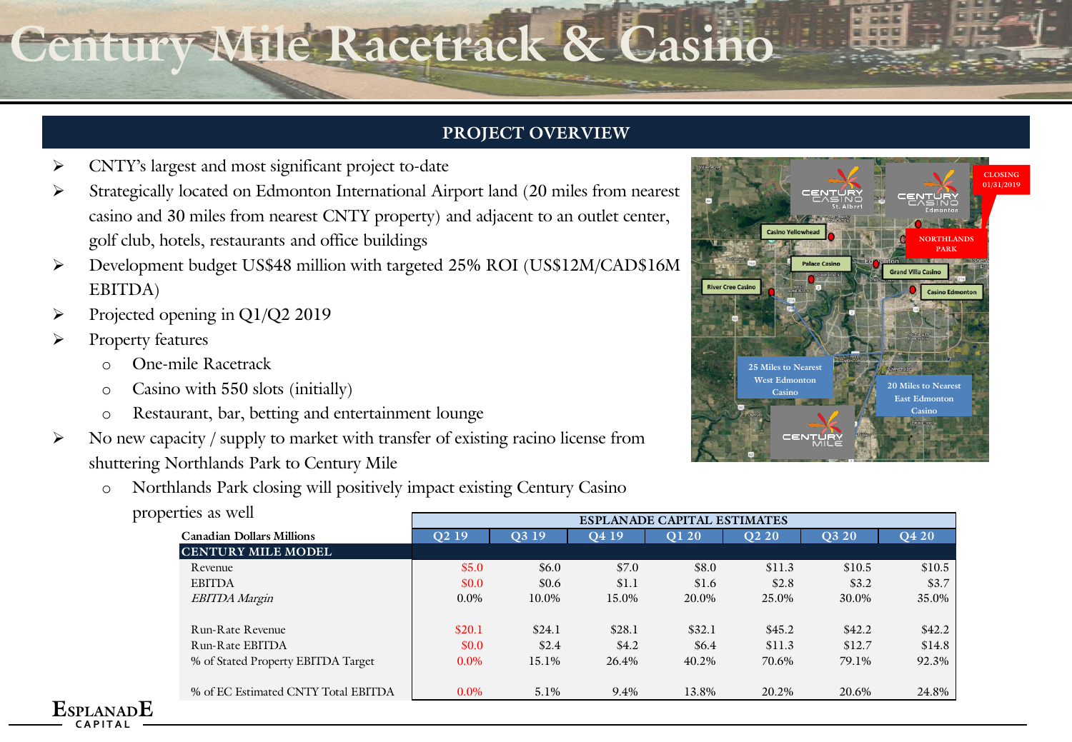# Century Mile Racetrack & Casino

## PROJECT OVERVIEW

- CNTY's largest and most significant project to-date
- Strategically located on Edmonton International Airport land (20 miles from nearest casino and 30 miles from nearest CNTY property) and adjacent to an outlet center, golf club, hotels, restaurants and office buildings
- Development budget US$48 million with targeted 25% ROI (US$12M/CAD$16M EBITDA)
- Projected opening in Q1/Q2 2019
- Property features
  - One-mile Racetrack
  - Casino with 550 slots (initially)
  - Restaurant, bar, betting and entertainment lounge
- No new capacity / supply to market with transfer of existing racino license from shuttering Northlands Park to Century Mile
  - Northlands Park closing will positively impact existing Century Casino properties as well

| Canadian Dollars Millions | Q2 19 | Q3 19 | Q4 19 | Q1 20 | Q2 20 | Q3 20 | Q4 20 |
|---|---|---|---|---|---|---|---|
| | ESPLANADE CAPITAL ESTIMATES | | | | | | |
| **CENTURY MILE MODEL** | | | | | | | |
| Revenue | $5.0 | $6.0 | $7.0 | $8.0 | $11.3 | $10.5 | $10.5 |
| EBITDA | $0.0 | $0.6 | $1.1 | $1.6 | $2.8 | $3.2 | $3.7 |
| *EBITDA Margin* | 0.0% | 10.0% | 15.0% | 20.0% | 25.0% | 30.0% | 35.0% |
| | | | | | | | |
| Run-Rate Revenue | $20.1 | $24.1 | $28.1 | $32.1 | $45.2 | $42.2 | $42.2 |
| Run-Rate EBITDA | $0.0 | $2.4 | $4.2 | $6.4 | $11.3 | $12.7 | $14.8 |
| % of Stated Property EBITDA Target | 0.0% | 15.1% | 26.4% | 40.2% | 70.6% | 79.1% | 92.3% |
| | | | | | | | |
| % of EC Estimated CNTY Total EBITDA | 0.0% | 5.1% | 9.4% | 13.8% | 20.2% | 20.6% | 24.8% |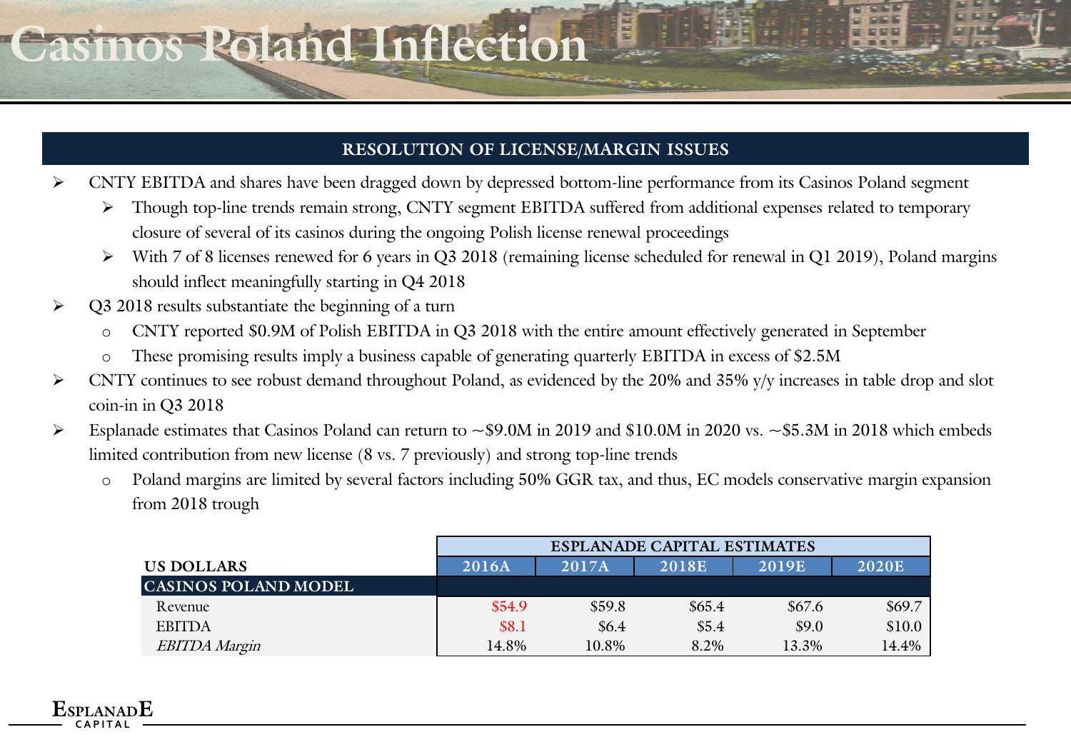# Casinos Poland Inflection

## RESOLUTION OF LICENSE/MARGIN ISSUES

- CNTY EBITDA and shares have been dragged down by depressed bottom-line performance from its Casinos Poland segment
  - Though top-line trends remain strong, CNTY segment EBITDA suffered from additional expenses related to temporary closure of several of its casinos during the ongoing Polish license renewal proceedings
  - With 7 of 8 licenses renewed for 6 years in Q3 2018 (remaining license scheduled for renewal in Q1 2019), Poland margins should inflect meaningfully starting in Q4 2018
- Q3 2018 results substantiate the beginning of a turn
  - CNTY reported $0.9M of Polish EBITDA in Q3 2018 with the entire amount effectively generated in September
  - These promising results imply a business capable of generating quarterly EBITDA in excess of $2.5M
- CNTY continues to see robust demand throughout Poland, as evidenced by the 20% and 35% y/y increases in table drop and slot coin-in in Q3 2018
- Esplanade estimates that Casinos Poland can return to ~$9.0M in 2019 and $10.0M in 2020 vs. ~$5.3M in 2018 which embeds limited contribution from new license (8 vs. 7 previously) and strong top-line trends
  - Poland margins are limited by several factors including 50% GGR tax, and thus, EC models conservative margin expansion from 2018 trough

| US DOLLARS | ESPLANADE CAPITAL ESTIMATES | | | | |
|---|---|---|---|---|---|
| | 2016A | 2017A | 2018E | 2019E | 2020E |
| **CASINOS POLAND MODEL** | | | | | |
| Revenue | $54.9 | $59.8 | $65.4 | $67.6 | $69.7 |
| EBITDA | $8.1 | $6.4 | $5.4 | $9.0 | $10.0 |
| *EBITDA Margin* | 14.8% | 10.8% | 8.2% | 13.3% | 14.4% |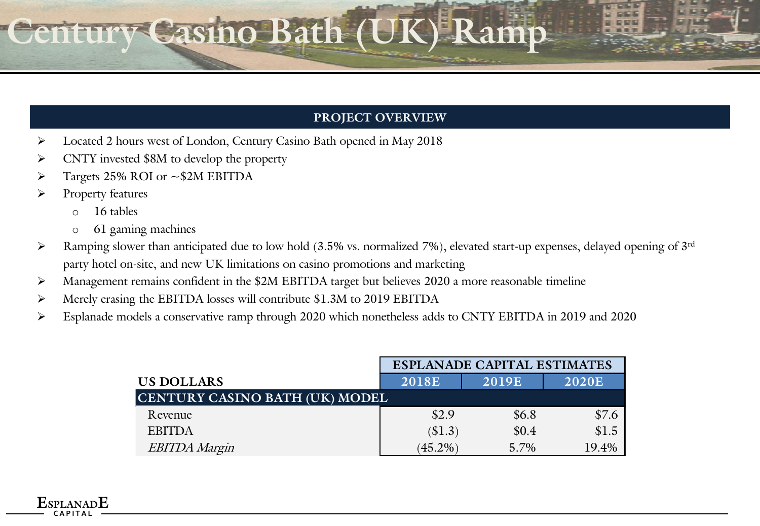# Century Casino Bath (UK) Ramp

**PROJECT OVERVIEW**

- Located 2 hours west of London, Century Casino Bath opened in May 2018
- CNTY invested \$8M to develop the property
- Targets 25% ROI or ~\$2M EBITDA
- Property features
  - 16 tables
  - 61 gaming machines
- Ramping slower than anticipated due to low hold (3.5% vs. normalized 7%), elevated start-up expenses, delayed opening of 3rd party hotel on-site, and new UK limitations on casino promotions and marketing
- Management remains confident in the \$2M EBITDA target but believes 2020 a more reasonable timeline
- Merely erasing the EBITDA losses will contribute \$1.3M to 2019 EBITDA
- Esplanade models a conservative ramp through 2020 which nonetheless adds to CNTY EBITDA in 2019 and 2020

| | ESPLANADE CAPITAL ESTIMATES | | |
|---|---|---|---|
| **US DOLLARS** | **2018E** | **2019E** | **2020E** |
| **CENTURY CASINO BATH (UK) MODEL** | | | |
| Revenue | \$2.9 | \$6.8 | \$7.6 |
| EBITDA | (\$1.3) | \$0.4 | \$1.5 |
| *EBITDA Margin* | (45.2%) | 5.7% | 19.4% |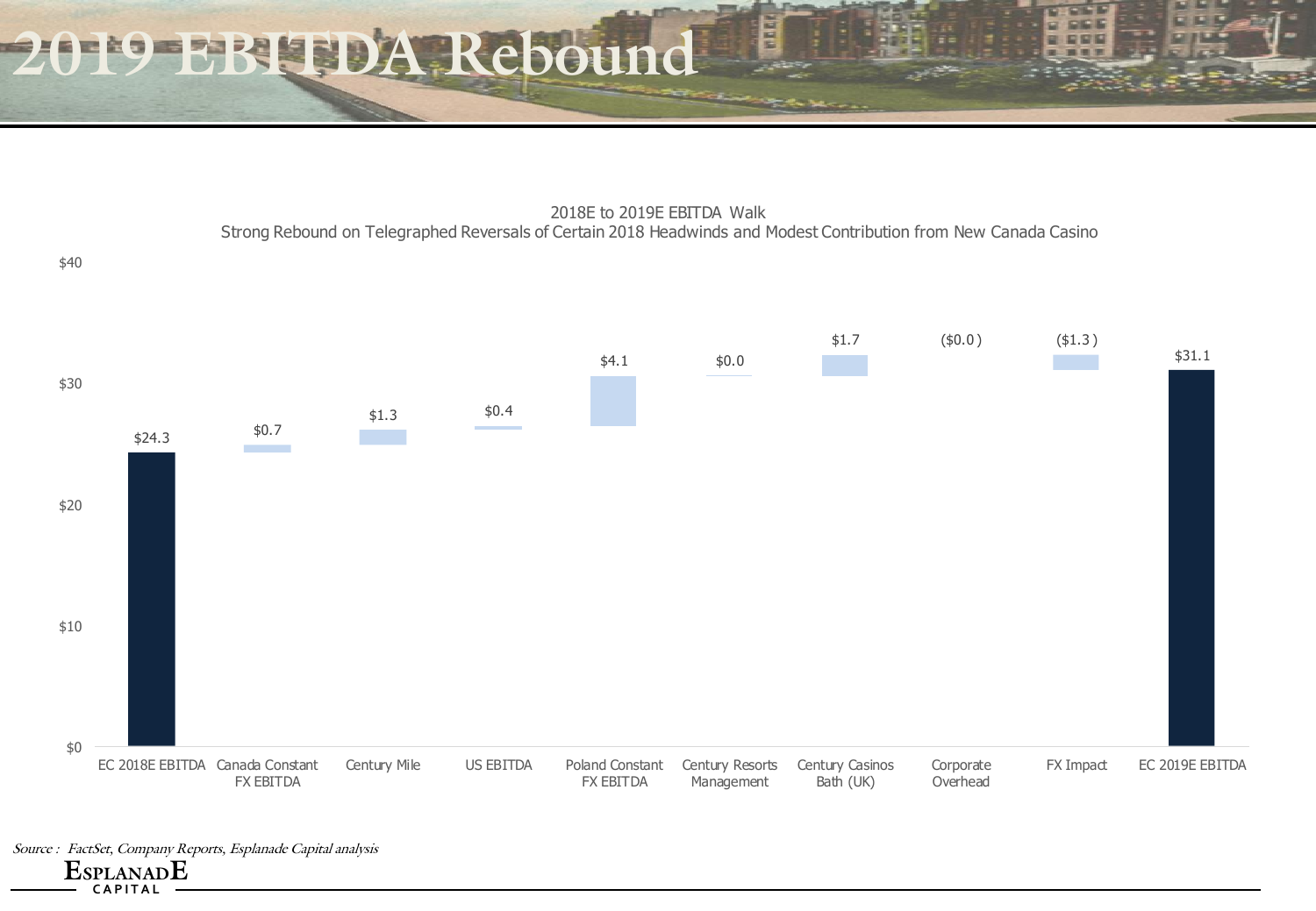# 2019 EBITDA Rebound

2018E to 2019E EBITDA Walk

Strong Rebound on Telegraphed Reversals of Certain 2018 Headwinds and Modest Contribution from New Canada Casino

| Item | Value |
|---|---|
| EC 2018E EBITDA | $24.3 |
| Canada Constant FX EBITDA | $0.7 |
| Century Mile | $1.3 |
| US EBITDA | $0.4 |
| Poland Constant FX EBITDA | $4.1 |
| Century Resorts Management | $0.0 |
| Century Casinos Bath (UK) | $1.7 |
| Corporate Overhead | ($0.0) |
| FX Impact | ($1.3) |
| EC 2019E EBITDA | $31.1 |

*Source : FactSet, Company Reports, Esplanade Capital analysis*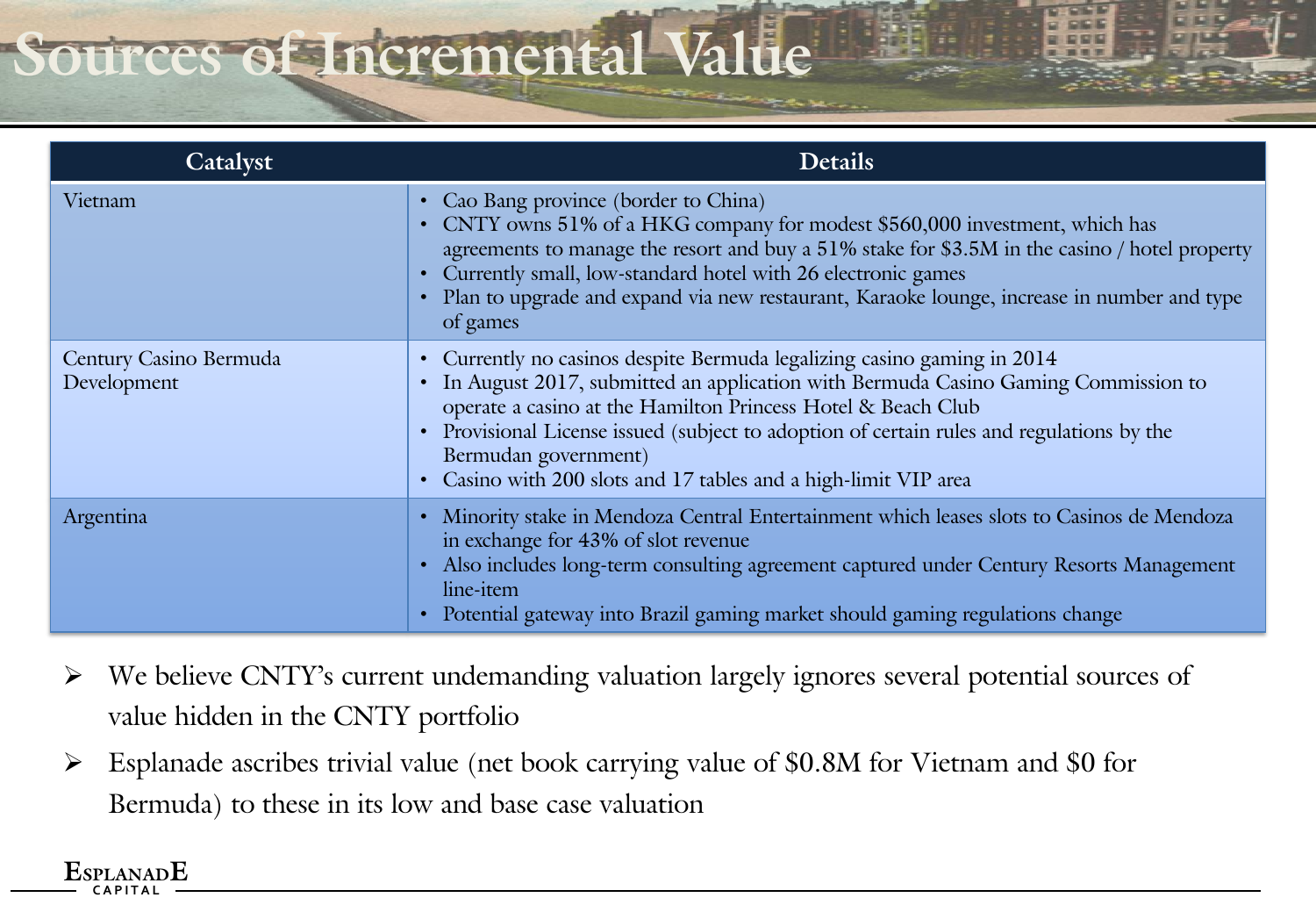# Sources of Incremental Value

| Catalyst | Details |
|---|---|
| Vietnam | • Cao Bang province (border to China)<br>• CNTY owns 51% of a HKG company for modest $560,000 investment, which has agreements to manage the resort and buy a 51% stake for $3.5M in the casino / hotel property<br>• Currently small, low-standard hotel with 26 electronic games<br>• Plan to upgrade and expand via new restaurant, Karaoke lounge, increase in number and type of games |
| Century Casino Bermuda Development | • Currently no casinos despite Bermuda legalizing casino gaming in 2014<br>• In August 2017, submitted an application with Bermuda Casino Gaming Commission to operate a casino at the Hamilton Princess Hotel & Beach Club<br>• Provisional License issued (subject to adoption of certain rules and regulations by the Bermudan government)<br>• Casino with 200 slots and 17 tables and a high-limit VIP area |
| Argentina | • Minority stake in Mendoza Central Entertainment which leases slots to Casinos de Mendoza in exchange for 43% of slot revenue<br>• Also includes long-term consulting agreement captured under Century Resorts Management line-item<br>• Potential gateway into Brazil gaming market should gaming regulations change |

- We believe CNTY's current undemanding valuation largely ignores several potential sources of value hidden in the CNTY portfolio
- Esplanade ascribes trivial value (net book carrying value of $0.8M for Vietnam and $0 for Bermuda) to these in its low and base case valuation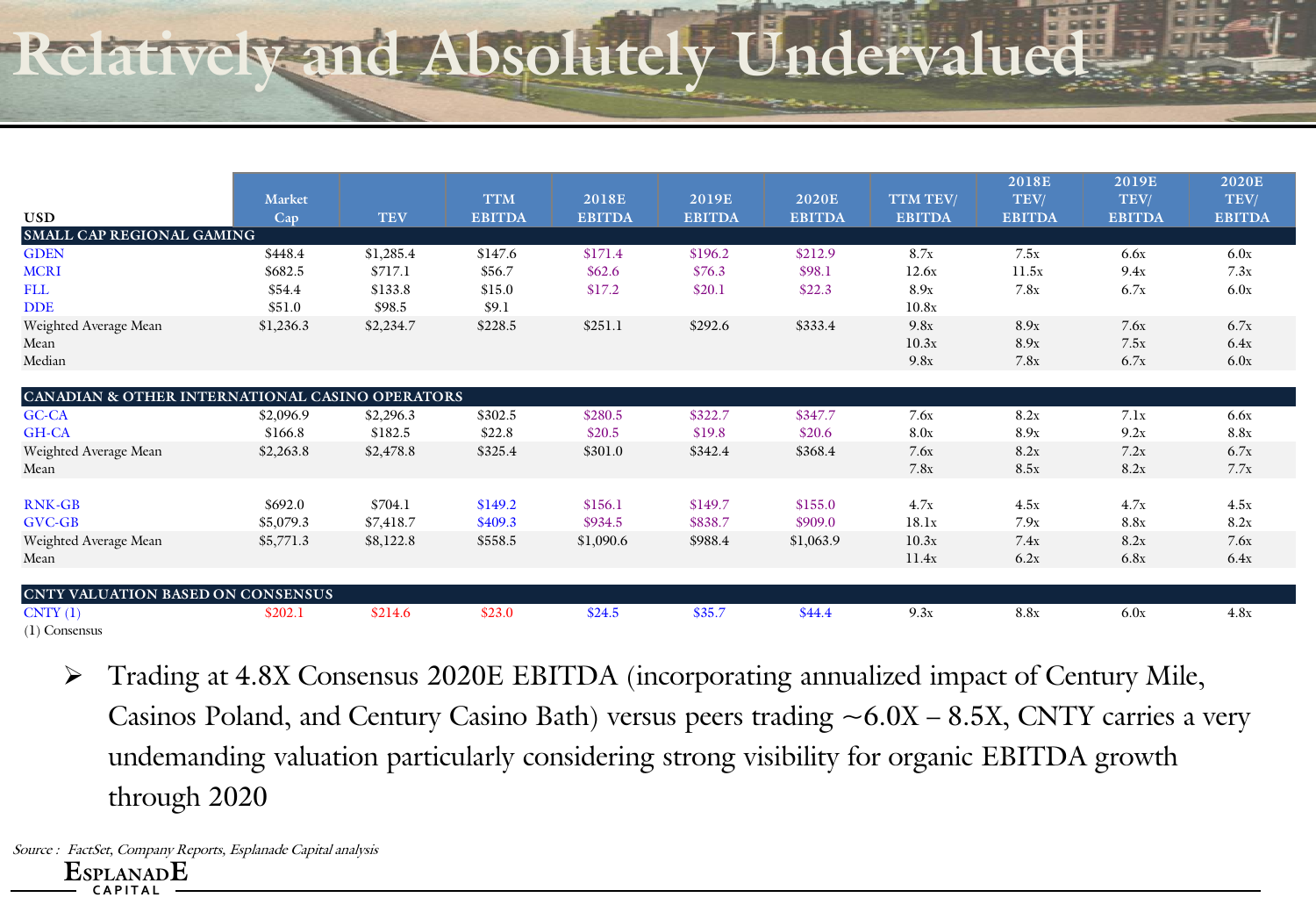# Relatively and Absolutely Undervalued

| USD | Market Cap | TEV | TTM EBITDA | 2018E EBITDA | 2019E EBITDA | 2020E EBITDA | TTM TEV/ EBITDA | 2018E TEV/ EBITDA | 2019E TEV/ EBITDA | 2020E TEV/ EBITDA |
|---|---|---|---|---|---|---|---|---|---|---|
| **SMALL CAP REGIONAL GAMING** | | | | | | | | | | |
| GDEN | $448.4 | $1,285.4 | $147.6 | $171.4 | $196.2 | $212.9 | 8.7x | 7.5x | 6.6x | 6.0x |
| MCRI | $682.5 | $717.1 | $56.7 | $62.6 | $76.3 | $98.1 | 12.6x | 11.5x | 9.4x | 7.3x |
| FLL | $54.4 | $133.8 | $15.0 | $17.2 | $20.1 | $22.3 | 8.9x | 7.8x | 6.7x | 6.0x |
| DDE | $51.0 | $98.5 | $9.1 | | | | 10.8x | | | |
| Weighted Average Mean | $1,236.3 | $2,234.7 | $228.5 | $251.1 | $292.6 | $333.4 | 9.8x | 8.9x | 7.6x | 6.7x |
| Mean | | | | | | | 10.3x | 8.9x | 7.5x | 6.4x |
| Median | | | | | | | 9.8x | 7.8x | 6.7x | 6.0x |
| **CANADIAN & OTHER INTERNATIONAL CASINO OPERATORS** | | | | | | | | | | |
| GC-CA | $2,096.9 | $2,296.3 | $302.5 | $280.5 | $322.7 | $347.7 | 7.6x | 8.2x | 7.1x | 6.6x |
| GH-CA | $166.8 | $182.5 | $22.8 | $20.5 | $19.8 | $20.6 | 8.0x | 8.9x | 9.2x | 8.8x |
| Weighted Average Mean | $2,263.8 | $2,478.8 | $325.4 | $301.0 | $342.4 | $368.4 | 7.6x | 8.2x | 7.2x | 6.7x |
| Mean | | | | | | | 7.8x | 8.5x | 8.2x | 7.7x |
| RNK-GB | $692.0 | $704.1 | $149.2 | $156.1 | $149.7 | $155.0 | 4.7x | 4.5x | 4.7x | 4.5x |
| GVC-GB | $5,079.3 | $7,418.7 | $409.3 | $934.5 | $838.7 | $909.0 | 18.1x | 7.9x | 8.8x | 8.2x |
| Weighted Average Mean | $5,771.3 | $8,122.8 | $558.5 | $1,090.6 | $988.4 | $1,063.9 | 10.3x | 7.4x | 8.2x | 7.6x |
| Mean | | | | | | | 11.4x | 6.2x | 6.8x | 6.4x |
| **CNTY VALUATION BASED ON CONSENSUS** | | | | | | | | | | |
| CNTY (1) | $202.1 | $214.6 | $23.0 | $24.5 | $35.7 | $44.4 | 9.3x | 8.8x | 6.0x | 4.8x |

(1) Consensus

- Trading at 4.8X Consensus 2020E EBITDA (incorporating annualized impact of Century Mile, Casinos Poland, and Century Casino Bath) versus peers trading ~6.0X – 8.5X, CNTY carries a very undemanding valuation particularly considering strong visibility for organic EBITDA growth through 2020

*Source : FactSet, Company Reports, Esplanade Capital analysis*

ESPLANADE CAPITAL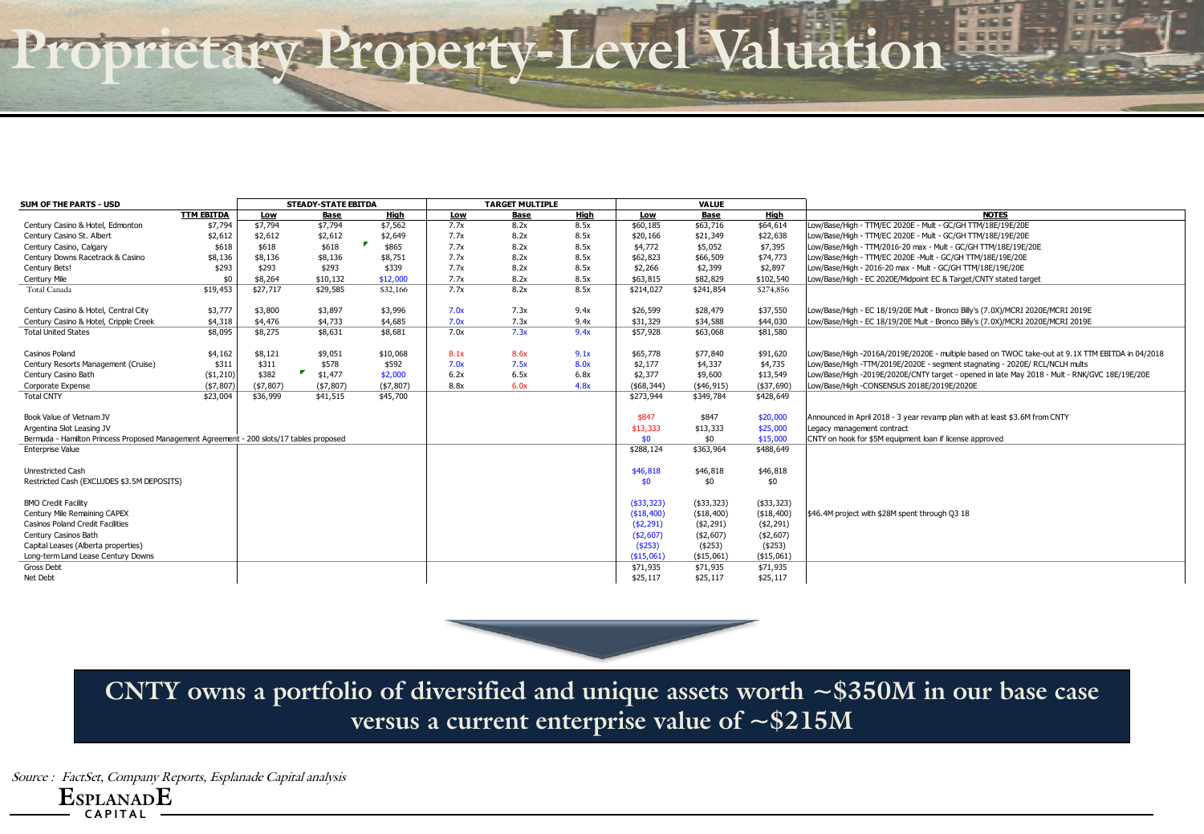# Proprietary Property-Level Valuation

| SUM OF THE PARTS - USD | TTM EBITDA | STEADY-STATE EBITDA | | | TARGET MULTIPLE | | | VALUE | | | NOTES |
|---|---|---|---|---|---|---|---|---|---|---|---|
| | | Low | Base | High | Low | Base | High | Low | Base | High | |
| Century Casino & Hotel, Edmonton | $7,794 | $7,794 | $7,794 | $7,562 | 7.7x | 8.2x | 8.5x | $60,185 | $63,716 | $64,614 | Low/Base/High - TTM/EC 2020E - Mult - GC/GH TTM/18E/19E/20E |
| Century Casino St. Albert | $2,612 | $2,612 | $2,612 | $2,649 | 7.7x | 8.2x | 8.5x | $20,166 | $21,349 | $22,638 | Low/Base/High - TTM/EC 2020E - Mult - GC/GH TTM/18E/19E/20E |
| Century Casino, Calgary | $618 | $618 | $618 | $865 | 7.7x | 8.2x | 8.5x | $4,772 | $5,052 | $7,395 | Low/Base/High - TTM/2016-20 max - Mult - GC/GH TTM/18E/19E/20E |
| Century Downs Racetrack & Casino | $8,136 | $8,136 | $8,136 | $8,751 | 7.7x | 8.2x | 8.5x | $62,823 | $66,509 | $74,773 | Low/Base/High - TTM/EC 2020E -Mult - GC/GH TTM/18E/19E/20E |
| Century Bets! | $293 | $293 | $293 | $339 | 7.7x | 8.2x | 8.5x | $2,266 | $2,399 | $2,897 | Low/Base/High - 2016-20 max - Mult - GC/GH TTM/18E/19E/20E |
| Century Mile | $0 | $8,264 | $10,132 | $12,000 | 7.7x | 8.2x | 8.5x | $63,815 | $82,829 | $102,540 | Low/Base/High - EC 2020E/Midpoint EC & Target/CNTY stated target |
| Total Canada | $19,453 | $27,717 | $29,585 | $32,166 | 7.7x | 8.2x | 8.5x | $214,027 | $241,854 | $274,856 | |
| Century Casino & Hotel, Central City | $3,777 | $3,800 | $3,897 | $3,996 | 7.0x | 7.3x | 9.4x | $26,599 | $28,479 | $37,550 | Low/Base/High - EC 18/19/20E Mult - Bronco Billy's (7.0X)/MCRI 2020E/MCRI 2019E |
| Century Casino & Hotel, Cripple Creek | $4,318 | $4,476 | $4,733 | $4,685 | 7.0x | 7.3x | 9.4x | $31,329 | $34,588 | $44,030 | Low/Base/High - EC 18/19/20E Mult - Bronco Billy's (7.0X)/MCRI 2020E/MCRI 2019E |
| Total United States | $8,095 | $8,275 | $8,631 | $8,681 | 7.0x | 7.3x | 9.4x | $57,928 | $63,068 | $81,580 | |
| Casinos Poland | $4,162 | $8,121 | $9,051 | $10,068 | 8.1x | 8.6x | 9.1x | $65,778 | $77,840 | $91,620 | Low/Base/High -2016A/2019E/2020E - multiple based on TWOC take-out at 9.1X TTM EBITDA in 04/2018 |
| Century Resorts Management (Cruise) | $311 | $311 | $578 | $592 | 7.0x | 7.5x | 8.0x | $2,177 | $4,337 | $4,735 | Low/Base/High -TTM/2019E/2020E - segment stagnating - 2020E/ RCL/NCLH mults |
| Century Casino Bath | ($1,210) | $382 | $1,477 | $2,000 | 6.2x | 6.5x | 6.8x | $2,377 | $9,600 | $13,549 | Low/Base/High -2019E/2020E/CNTY target - opened in late May 2018 - Mult - RNK/GVC 18E/19E/20E |
| Corporate Expense | ($7,807) | ($7,807) | ($7,807) | ($7,807) | 8.8x | 6.0x | 4.8x | ($68,344) | ($46,915) | ($37,690) | Low/Base/High -CONSENSUS 2018E/2019E/2020E |
| Total CNTY | $23,004 | $36,999 | $41,515 | $45,700 | | | | $273,944 | $349,784 | $428,649 | |
| Book Value of Vietnam JV | | | | | | | | $847 | $847 | $20,000 | Announced in April 2018 - 3 year revamp plan with at least $3.6M from CNTY |
| Argentina Slot Leasing JV | | | | | | | | $13,333 | $13,333 | $25,000 | Legacy management contract |
| Bermuda - Hamilton Princess Proposed Management Agreement - 200 slots/17 tables proposed | | | | | | | | $0 | $0 | $15,000 | CNTY on hook for $5M equipment loan if license approved |
| Enterprise Value | | | | | | | | $288,124 | $363,964 | $488,649 | |
| Unrestricted Cash | | | | | | | | $46,818 | $46,818 | $46,818 | |
| Restricted Cash (EXCLUDES $3.5M DEPOSITS) | | | | | | | | $0 | $0 | $0 | |
| BMO Credit Facility | | | | | | | | ($33,323) | ($33,323) | ($33,323) | |
| Century Mile Remaining CAPEX | | | | | | | | ($18,400) | ($18,400) | ($18,400) | $46.4M project with $28M spent through Q3 18 |
| Casinos Poland Credit Facilities | | | | | | | | ($2,291) | ($2,291) | ($2,291) | |
| Century Casinos Bath | | | | | | | | ($2,607) | ($2,607) | ($2,607) | |
| Capital Leases (Alberta properties) | | | | | | | | ($253) | ($253) | ($253) | |
| Long-term Land Lease Century Downs | | | | | | | | ($15,061) | ($15,061) | ($15,061) | |
| Gross Debt | | | | | | | | $71,935 | $71,935 | $71,935 | |
| Net Debt | | | | | | | | $25,117 | $25,117 | $25,117 | |

**CNTY owns a portfolio of diversified and unique assets worth ~$350M in our base case versus a current enterprise value of ~$215M**

*Source : FactSet, Company Reports, Esplanade Capital analysis*

ESPLANADE CAPITAL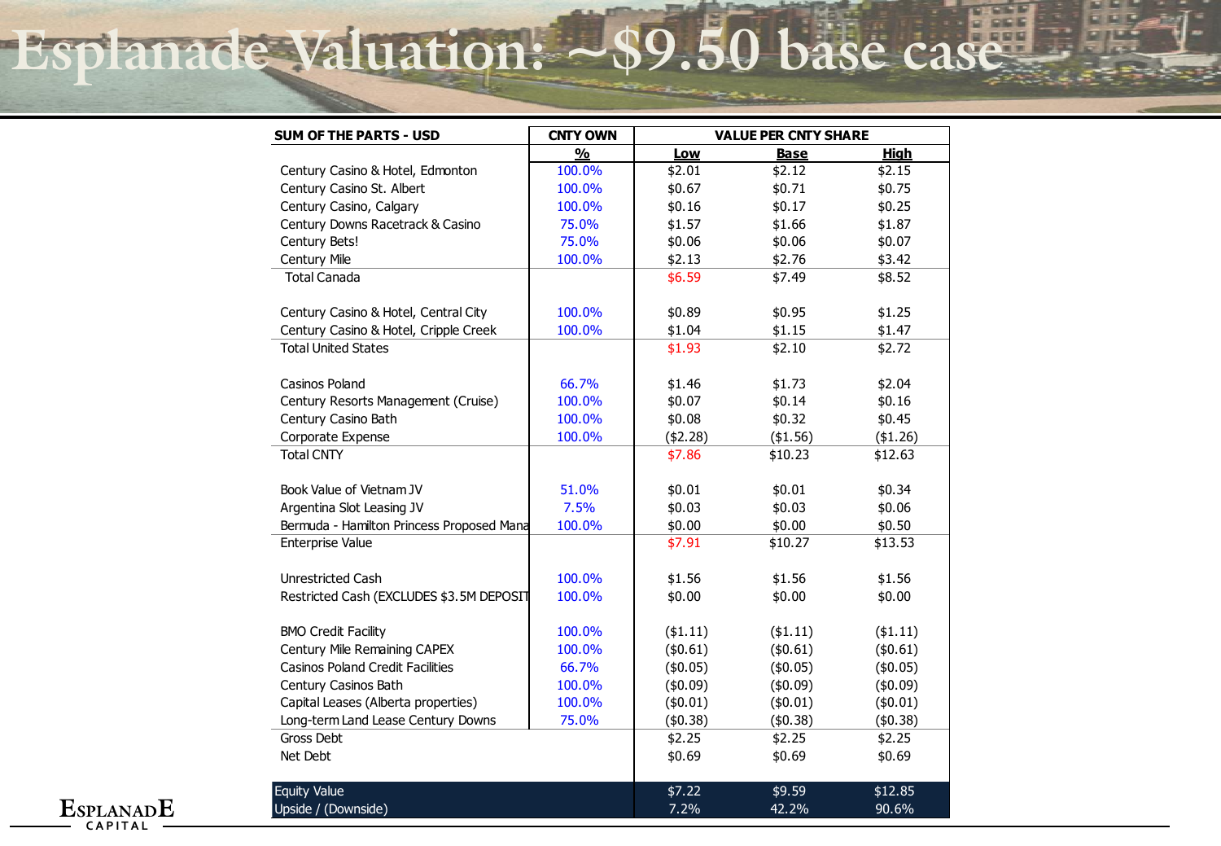# Esplanade Valuation: ~$9.50 base case

| SUM OF THE PARTS - USD | CNTY OWN | VALUE PER CNTY SHARE | | |
|---|---|---|---|---|
| | % | Low | Base | High |
| Century Casino & Hotel, Edmonton | 100.0% | $2.01 | $2.12 | $2.15 |
| Century Casino St. Albert | 100.0% | $0.67 | $0.71 | $0.75 |
| Century Casino, Calgary | 100.0% | $0.16 | $0.17 | $0.25 |
| Century Downs Racetrack & Casino | 75.0% | $1.57 | $1.66 | $1.87 |
| Century Bets! | 75.0% | $0.06 | $0.06 | $0.07 |
| Century Mile | 100.0% | $2.13 | $2.76 | $3.42 |
| Total Canada | | $6.59 | $7.49 | $8.52 |
| Century Casino & Hotel, Central City | 100.0% | $0.89 | $0.95 | $1.25 |
| Century Casino & Hotel, Cripple Creek | 100.0% | $1.04 | $1.15 | $1.47 |
| Total United States | | $1.93 | $2.10 | $2.72 |
| Casinos Poland | 66.7% | $1.46 | $1.73 | $2.04 |
| Century Resorts Management (Cruise) | 100.0% | $0.07 | $0.14 | $0.16 |
| Century Casino Bath | 100.0% | $0.08 | $0.32 | $0.45 |
| Corporate Expense | 100.0% | ($2.28) | ($1.56) | ($1.26) |
| Total CNTY | | $7.86 | $10.23 | $12.63 |
| Book Value of Vietnam JV | 51.0% | $0.01 | $0.01 | $0.34 |
| Argentina Slot Leasing JV | 7.5% | $0.03 | $0.03 | $0.06 |
| Bermuda - Hamilton Princess Proposed Mana | 100.0% | $0.00 | $0.00 | $0.50 |
| Enterprise Value | | $7.91 | $10.27 | $13.53 |
| Unrestricted Cash | 100.0% | $1.56 | $1.56 | $1.56 |
| Restricted Cash (EXCLUDES $3.5M DEPOSIT | 100.0% | $0.00 | $0.00 | $0.00 |
| BMO Credit Facility | 100.0% | ($1.11) | ($1.11) | ($1.11) |
| Century Mile Remaining CAPEX | 100.0% | ($0.61) | ($0.61) | ($0.61) |
| Casinos Poland Credit Facilities | 66.7% | ($0.05) | ($0.05) | ($0.05) |
| Century Casinos Bath | 100.0% | ($0.09) | ($0.09) | ($0.09) |
| Capital Leases (Alberta properties) | 100.0% | ($0.01) | ($0.01) | ($0.01) |
| Long-term Land Lease Century Downs | 75.0% | ($0.38) | ($0.38) | ($0.38) |
| Gross Debt | | $2.25 | $2.25 | $2.25 |
| Net Debt | | $0.69 | $0.69 | $0.69 |
| Equity Value | | $7.22 | $9.59 | $12.85 |
| Upside / (Downside) | | 7.2% | 42.2% | 90.6% |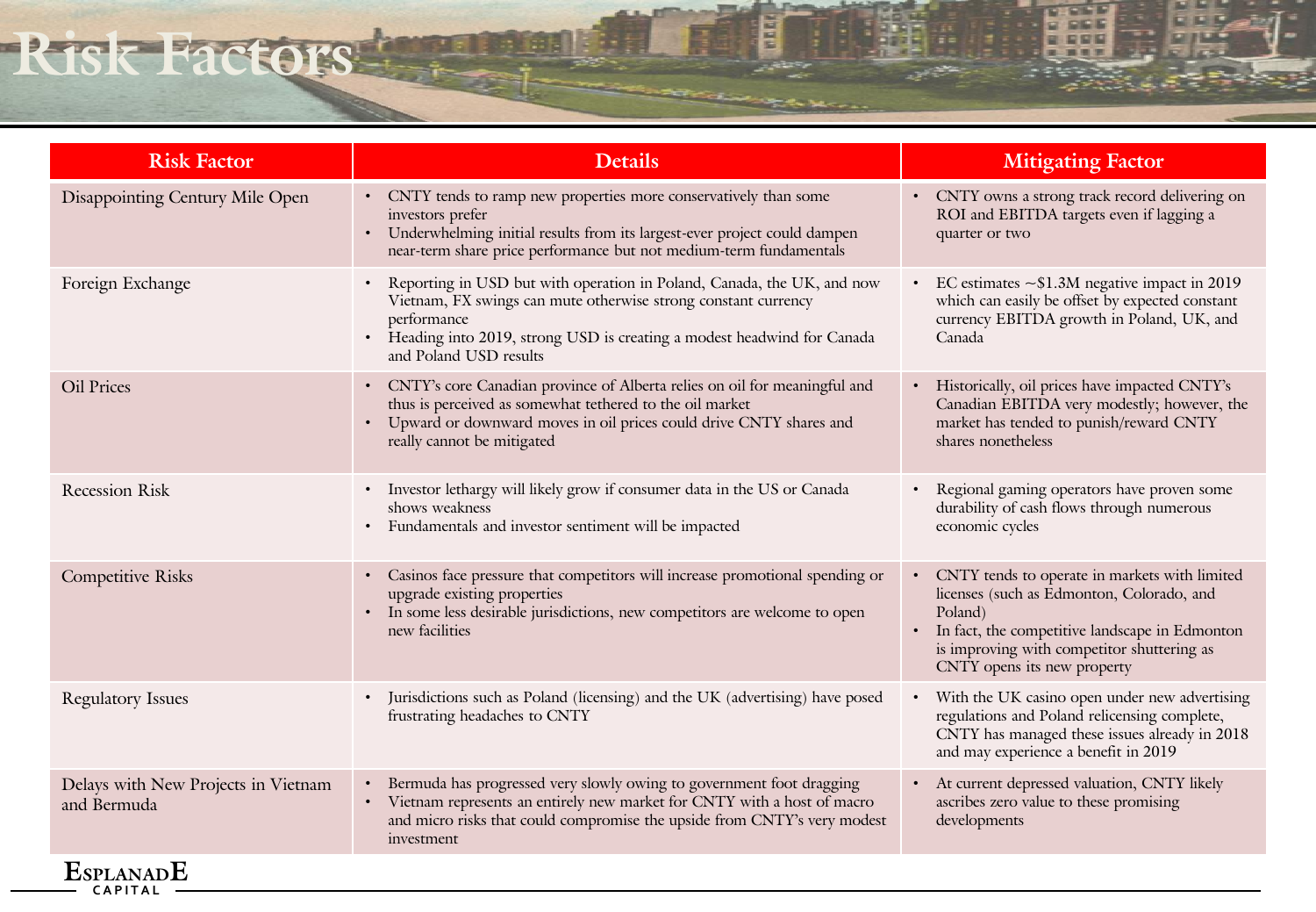# Risk Factors

| Risk Factor | Details | Mitigating Factor |
|---|---|---|
| Disappointing Century Mile Open | • CNTY tends to ramp new properties more conservatively than some investors prefer<br>• Underwhelming initial results from its largest-ever project could dampen near-term share price performance but not medium-term fundamentals | • CNTY owns a strong track record delivering on ROI and EBITDA targets even if lagging a quarter or two |
| Foreign Exchange | • Reporting in USD but with operation in Poland, Canada, the UK, and now Vietnam, FX swings can mute otherwise strong constant currency performance<br>• Heading into 2019, strong USD is creating a modest headwind for Canada and Poland USD results | • EC estimates ~$1.3M negative impact in 2019 which can easily be offset by expected constant currency EBITDA growth in Poland, UK, and Canada |
| Oil Prices | • CNTY's core Canadian province of Alberta relies on oil for meaningful and thus is perceived as somewhat tethered to the oil market<br>• Upward or downward moves in oil prices could drive CNTY shares and really cannot be mitigated | • Historically, oil prices have impacted CNTY's Canadian EBITDA very modestly; however, the market has tended to punish/reward CNTY shares nonetheless |
| Recession Risk | • Investor lethargy will likely grow if consumer data in the US or Canada shows weakness<br>• Fundamentals and investor sentiment will be impacted | • Regional gaming operators have proven some durability of cash flows through numerous economic cycles |
| Competitive Risks | • Casinos face pressure that competitors will increase promotional spending or upgrade existing properties<br>• In some less desirable jurisdictions, new competitors are welcome to open new facilities | • CNTY tends to operate in markets with limited licenses (such as Edmonton, Colorado, and Poland)<br>• In fact, the competitive landscape in Edmonton is improving with competitor shuttering as CNTY opens its new property |
| Regulatory Issues | • Jurisdictions such as Poland (licensing) and the UK (advertising) have posed frustrating headaches to CNTY | • With the UK casino open under new advertising regulations and Poland relicensing complete, CNTY has managed these issues already in 2018 and may experience a benefit in 2019 |
| Delays with New Projects in Vietnam and Bermuda | • Bermuda has progressed very slowly owing to government foot dragging<br>• Vietnam represents an entirely new market for CNTY with a host of macro and micro risks that could compromise the upside from CNTY's very modest investment | • At current depressed valuation, CNTY likely ascribes zero value to these promising developments |